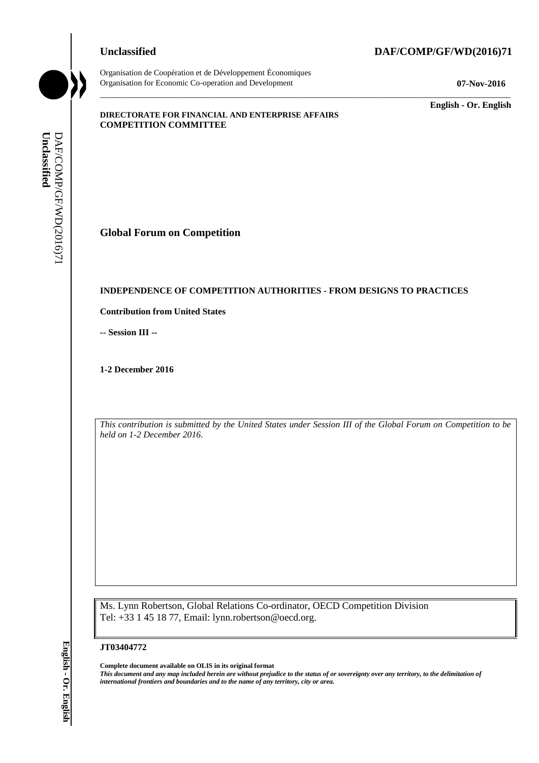**Unclassified** **DAF/COMP/GF/WD(2016)71**

Organisation de Coopération et de Développement Économiques
Organisation for Economic Co-operation and Development **07-Nov-2016**

**English - Or. English**

**DIRECTORATE FOR FINANCIAL AND ENTERPRISE AFFAIRS**
**COMPETITION COMMITTEE**

# Global Forum on Competition

## INDEPENDENCE OF COMPETITION AUTHORITIES - FROM DESIGNS TO PRACTICES

**Contribution from United States**

**-- Session III --**

**1-2 December 2016**

*This contribution is submitted by the United States under Session III of the Global Forum on Competition to be held on 1-2 December 2016.*

Ms. Lynn Robertson, Global Relations Co-ordinator, OECD Competition Division
Tel: +33 1 45 18 77, Email: lynn.robertson@oecd.org.

**JT03404772**

**Complete document available on OLIS in its original format**
***This document and any map included herein are without prejudice to the status of or sovereignty over any territory, to the delimitation of international frontiers and boundaries and to the name of any territory, city or area.***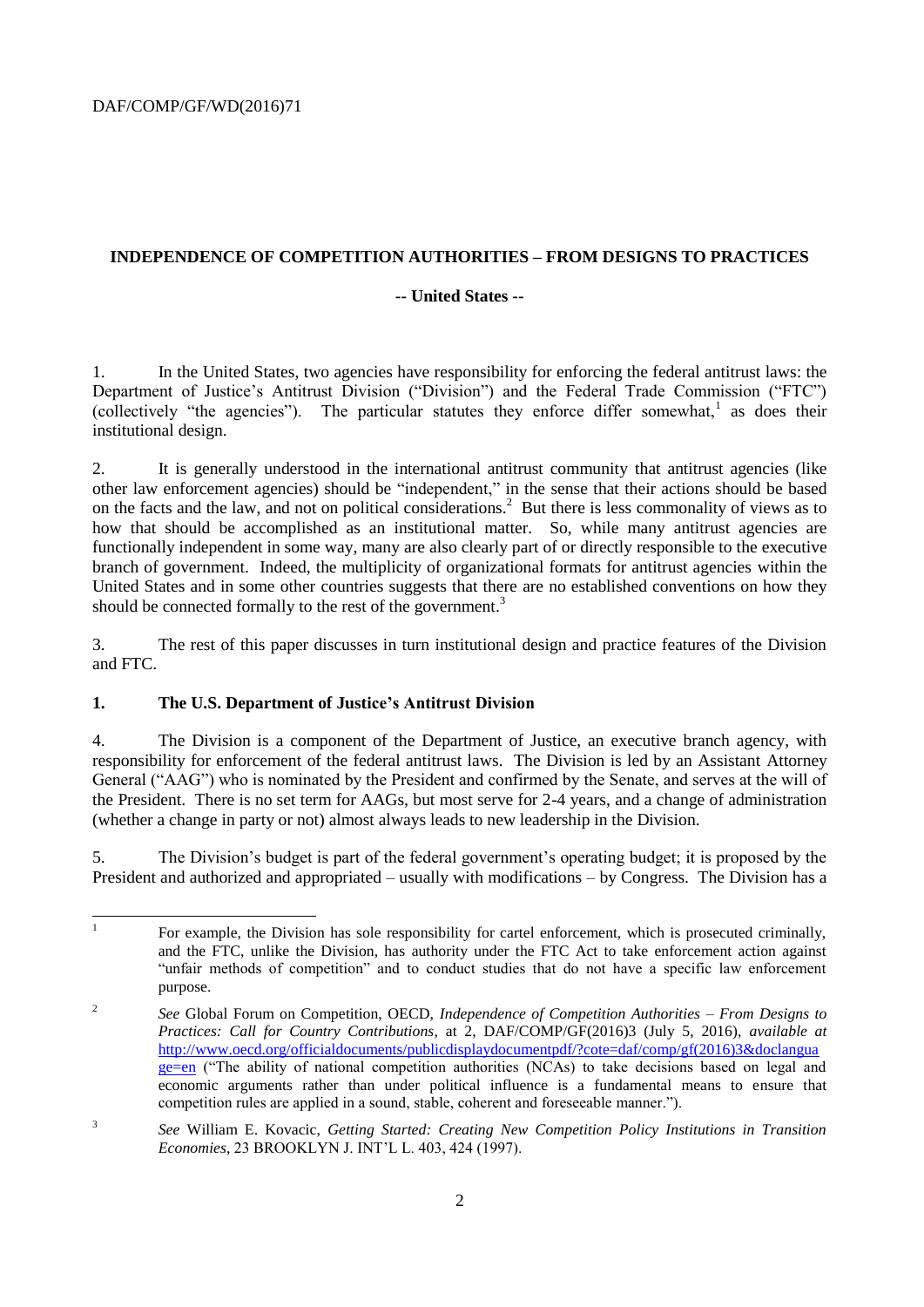## INDEPENDENCE OF COMPETITION AUTHORITIES – FROM DESIGNS TO PRACTICES

**-- United States --**

1. In the United States, two agencies have responsibility for enforcing the federal antitrust laws: the Department of Justice's Antitrust Division ("Division") and the Federal Trade Commission ("FTC") (collectively "the agencies"). The particular statutes they enforce differ somewhat,[1] as does their institutional design.

2. It is generally understood in the international antitrust community that antitrust agencies (like other law enforcement agencies) should be "independent," in the sense that their actions should be based on the facts and the law, and not on political considerations.[2] But there is less commonality of views as to how that should be accomplished as an institutional matter. So, while many antitrust agencies are functionally independent in some way, many are also clearly part of or directly responsible to the executive branch of government. Indeed, the multiplicity of organizational formats for antitrust agencies within the United States and in some other countries suggests that there are no established conventions on how they should be connected formally to the rest of the government.[3]

3. The rest of this paper discusses in turn institutional design and practice features of the Division and FTC.

### 1. The U.S. Department of Justice's Antitrust Division

4. The Division is a component of the Department of Justice, an executive branch agency, with responsibility for enforcement of the federal antitrust laws. The Division is led by an Assistant Attorney General ("AAG") who is nominated by the President and confirmed by the Senate, and serves at the will of the President. There is no set term for AAGs, but most serve for 2-4 years, and a change of administration (whether a change in party or not) almost always leads to new leadership in the Division.

5. The Division's budget is part of the federal government's operating budget; it is proposed by the President and authorized and appropriated – usually with modifications – by Congress. The Division has a

---

[1] For example, the Division has sole responsibility for cartel enforcement, which is prosecuted criminally, and the FTC, unlike the Division, has authority under the FTC Act to take enforcement action against "unfair methods of competition" and to conduct studies that do not have a specific law enforcement purpose.

[2] *See* Global Forum on Competition, OECD, *Independence of Competition Authorities – From Designs to Practices: Call for Country Contributions*, at 2, DAF/COMP/GF(2016)3 (July 5, 2016), *available at* http://www.oecd.org/officialdocuments/publicdisplaydocumentpdf/?cote=daf/comp/gf(2016)3&doclanguage=en ("The ability of national competition authorities (NCAs) to take decisions based on legal and economic arguments rather than under political influence is a fundamental means to ensure that competition rules are applied in a sound, stable, coherent and foreseeable manner.").

[3] *See* William E. Kovacic, *Getting Started: Creating New Competition Policy Institutions in Transition Economies*, 23 BROOKLYN J. INT'L L. 403, 424 (1997).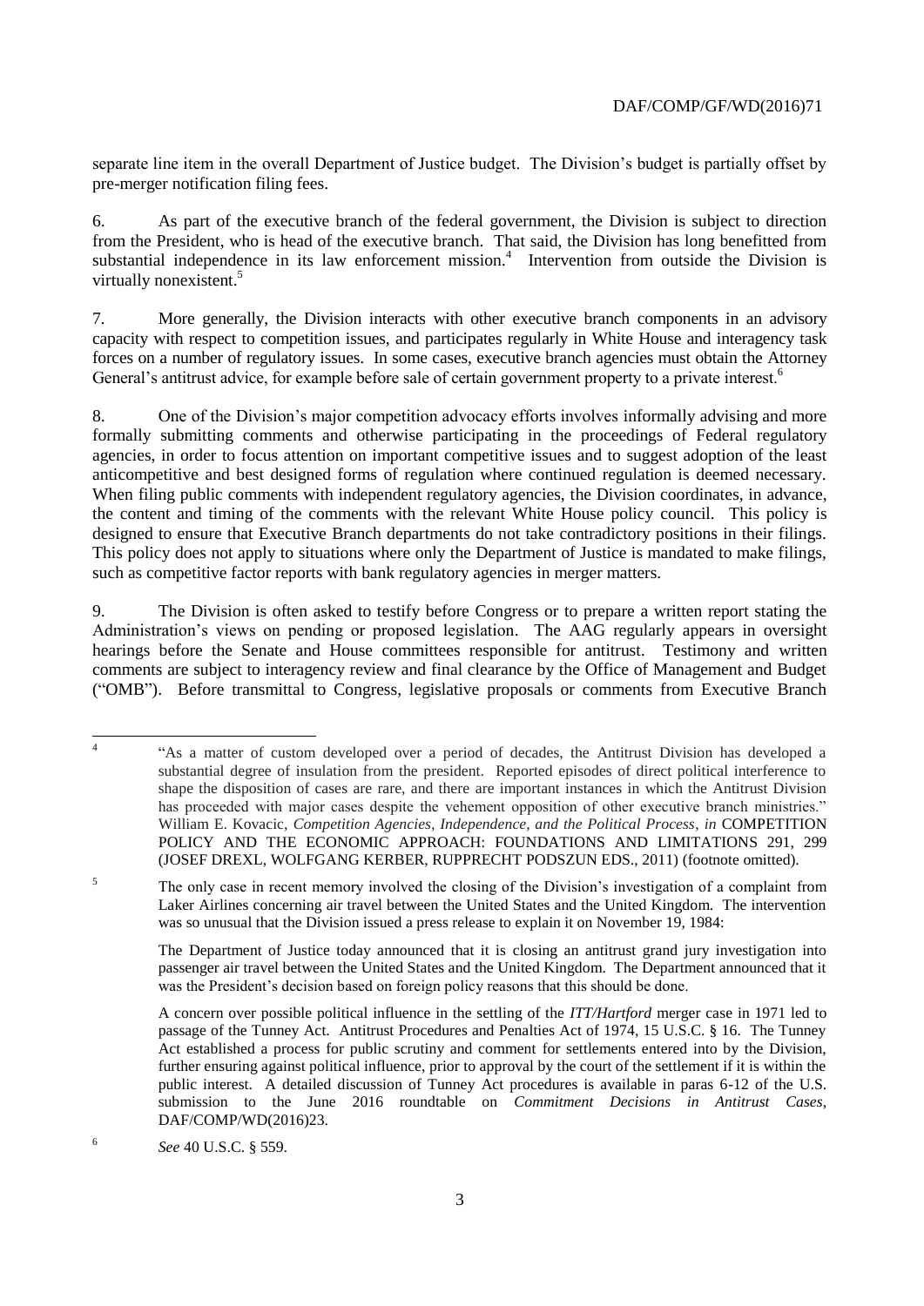separate line item in the overall Department of Justice budget. The Division's budget is partially offset by pre-merger notification filing fees.

6. As part of the executive branch of the federal government, the Division is subject to direction from the President, who is head of the executive branch. That said, the Division has long benefitted from substantial independence in its law enforcement mission.[4] Intervention from outside the Division is virtually nonexistent.[5]

7. More generally, the Division interacts with other executive branch components in an advisory capacity with respect to competition issues, and participates regularly in White House and interagency task forces on a number of regulatory issues. In some cases, executive branch agencies must obtain the Attorney General's antitrust advice, for example before sale of certain government property to a private interest.[6]

8. One of the Division's major competition advocacy efforts involves informally advising and more formally submitting comments and otherwise participating in the proceedings of Federal regulatory agencies, in order to focus attention on important competitive issues and to suggest adoption of the least anticompetitive and best designed forms of regulation where continued regulation is deemed necessary. When filing public comments with independent regulatory agencies, the Division coordinates, in advance, the content and timing of the comments with the relevant White House policy council. This policy is designed to ensure that Executive Branch departments do not take contradictory positions in their filings. This policy does not apply to situations where only the Department of Justice is mandated to make filings, such as competitive factor reports with bank regulatory agencies in merger matters.

9. The Division is often asked to testify before Congress or to prepare a written report stating the Administration's views on pending or proposed legislation. The AAG regularly appears in oversight hearings before the Senate and House committees responsible for antitrust. Testimony and written comments are subject to interagency review and final clearance by the Office of Management and Budget ("OMB"). Before transmittal to Congress, legislative proposals or comments from Executive Branch

---

[4] "As a matter of custom developed over a period of decades, the Antitrust Division has developed a substantial degree of insulation from the president. Reported episodes of direct political interference to shape the disposition of cases are rare, and there are important instances in which the Antitrust Division has proceeded with major cases despite the vehement opposition of other executive branch ministries." William E. Kovacic, *Competition Agencies, Independence, and the Political Process*, *in* COMPETITION POLICY AND THE ECONOMIC APPROACH: FOUNDATIONS AND LIMITATIONS 291, 299 (JOSEF DREXL, WOLFGANG KERBER, RUPPRECHT PODSZUN EDS., 2011) (footnote omitted).

[5] The only case in recent memory involved the closing of the Division's investigation of a complaint from Laker Airlines concerning air travel between the United States and the United Kingdom. The intervention was so unusual that the Division issued a press release to explain it on November 19, 1984:

> The Department of Justice today announced that it is closing an antitrust grand jury investigation into passenger air travel between the United States and the United Kingdom. The Department announced that it was the President's decision based on foreign policy reasons that this should be done.

> A concern over possible political influence in the settling of the *ITT/Hartford* merger case in 1971 led to passage of the Tunney Act. Antitrust Procedures and Penalties Act of 1974, 15 U.S.C. § 16. The Tunney Act established a process for public scrutiny and comment for settlements entered into by the Division, further ensuring against political influence, prior to approval by the court of the settlement if it is within the public interest. A detailed discussion of Tunney Act procedures is available in paras 6-12 of the U.S. submission to the June 2016 roundtable on *Commitment Decisions in Antitrust Cases*, DAF/COMP/WD(2016)23.

[6] *See* 40 U.S.C. § 559.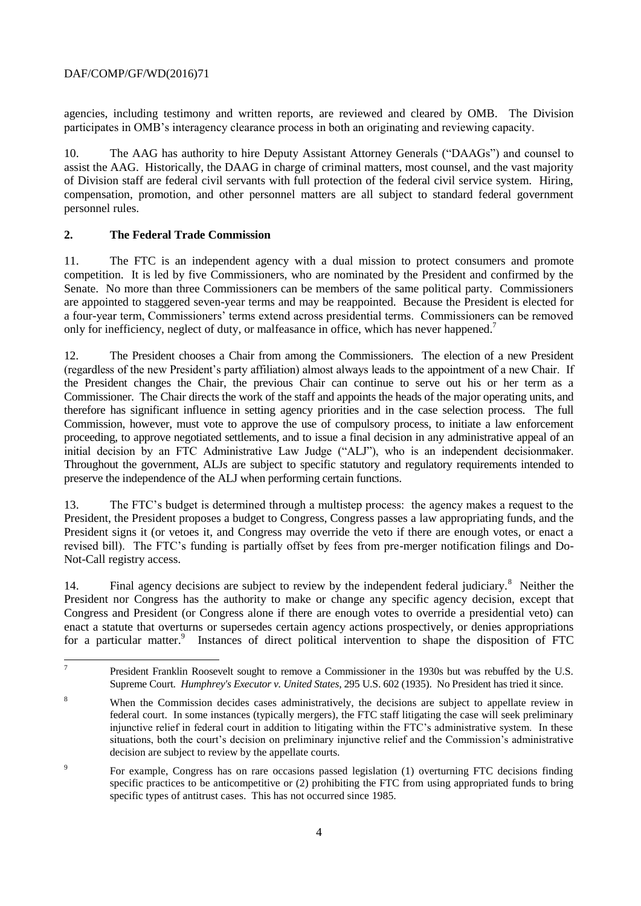agencies, including testimony and written reports, are reviewed and cleared by OMB. The Division participates in OMB's interagency clearance process in both an originating and reviewing capacity.

10. The AAG has authority to hire Deputy Assistant Attorney Generals ("DAAGs") and counsel to assist the AAG. Historically, the DAAG in charge of criminal matters, most counsel, and the vast majority of Division staff are federal civil servants with full protection of the federal civil service system. Hiring, compensation, promotion, and other personnel matters are all subject to standard federal government personnel rules.

## 2. The Federal Trade Commission

11. The FTC is an independent agency with a dual mission to protect consumers and promote competition. It is led by five Commissioners, who are nominated by the President and confirmed by the Senate. No more than three Commissioners can be members of the same political party. Commissioners are appointed to staggered seven-year terms and may be reappointed. Because the President is elected for a four-year term, Commissioners' terms extend across presidential terms. Commissioners can be removed only for inefficiency, neglect of duty, or malfeasance in office, which has never happened.[7]

12. The President chooses a Chair from among the Commissioners. The election of a new President (regardless of the new President's party affiliation) almost always leads to the appointment of a new Chair. If the President changes the Chair, the previous Chair can continue to serve out his or her term as a Commissioner. The Chair directs the work of the staff and appoints the heads of the major operating units, and therefore has significant influence in setting agency priorities and in the case selection process. The full Commission, however, must vote to approve the use of compulsory process, to initiate a law enforcement proceeding, to approve negotiated settlements, and to issue a final decision in any administrative appeal of an initial decision by an FTC Administrative Law Judge ("ALJ"), who is an independent decisionmaker. Throughout the government, ALJs are subject to specific statutory and regulatory requirements intended to preserve the independence of the ALJ when performing certain functions.

13. The FTC's budget is determined through a multistep process: the agency makes a request to the President, the President proposes a budget to Congress, Congress passes a law appropriating funds, and the President signs it (or vetoes it, and Congress may override the veto if there are enough votes, or enact a revised bill). The FTC's funding is partially offset by fees from pre-merger notification filings and Do-Not-Call registry access.

14. Final agency decisions are subject to review by the independent federal judiciary.[8] Neither the President nor Congress has the authority to make or change any specific agency decision, except that Congress and President (or Congress alone if there are enough votes to override a presidential veto) can enact a statute that overturns or supersedes certain agency actions prospectively, or denies appropriations for a particular matter.[9] Instances of direct political intervention to shape the disposition of FTC

---

[7] President Franklin Roosevelt sought to remove a Commissioner in the 1930s but was rebuffed by the U.S. Supreme Court. *Humphrey's Executor v. United States*, 295 U.S. 602 (1935). No President has tried it since.

[8] When the Commission decides cases administratively, the decisions are subject to appellate review in federal court. In some instances (typically mergers), the FTC staff litigating the case will seek preliminary injunctive relief in federal court in addition to litigating within the FTC's administrative system. In these situations, both the court's decision on preliminary injunctive relief and the Commission's administrative decision are subject to review by the appellate courts.

[9] For example, Congress has on rare occasions passed legislation (1) overturning FTC decisions finding specific practices to be anticompetitive or (2) prohibiting the FTC from using appropriated funds to bring specific types of antitrust cases. This has not occurred since 1985.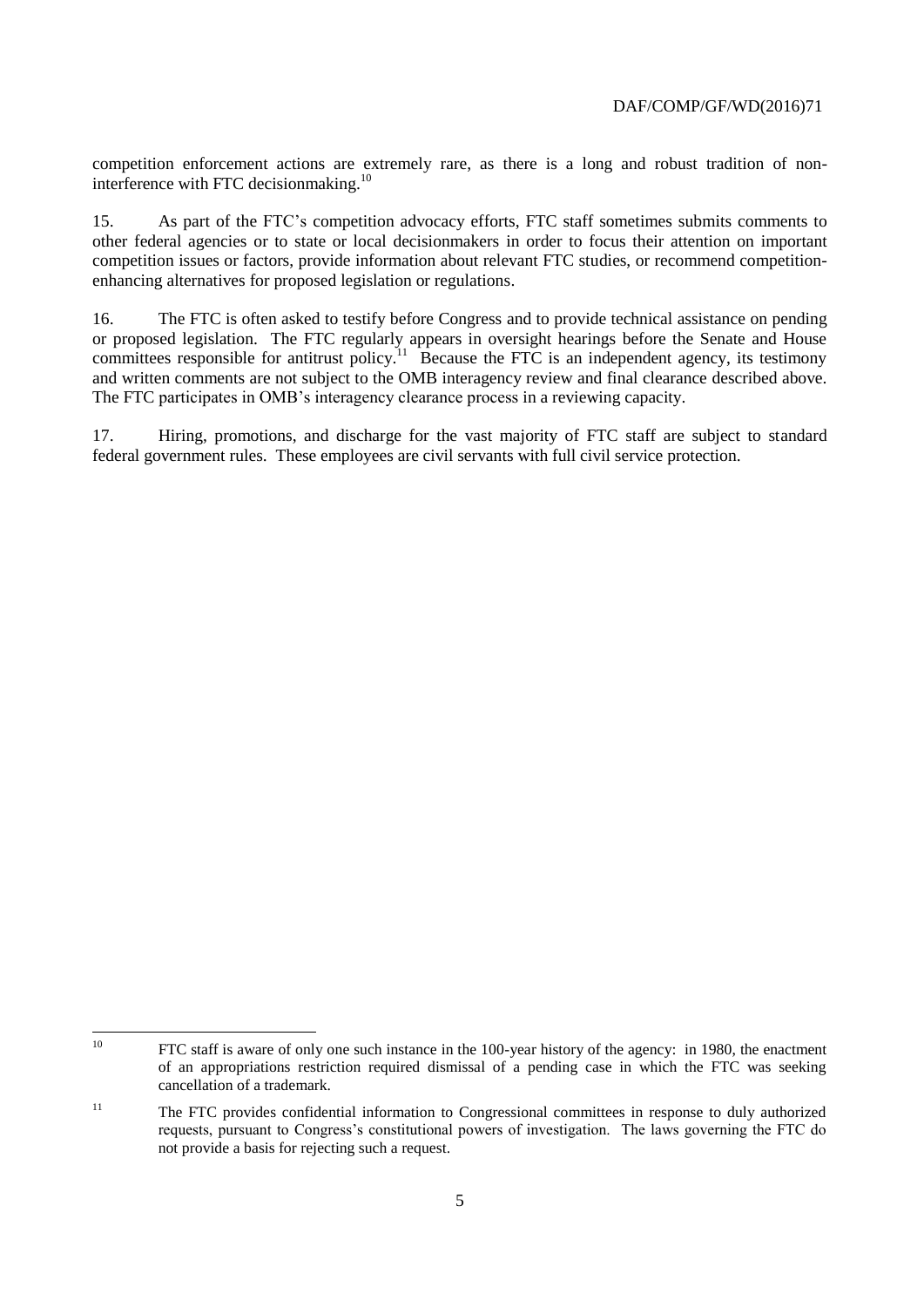competition enforcement actions are extremely rare, as there is a long and robust tradition of non-interference with FTC decisionmaking.[10]

15. As part of the FTC's competition advocacy efforts, FTC staff sometimes submits comments to other federal agencies or to state or local decisionmakers in order to focus their attention on important competition issues or factors, provide information about relevant FTC studies, or recommend competition-enhancing alternatives for proposed legislation or regulations.

16. The FTC is often asked to testify before Congress and to provide technical assistance on pending or proposed legislation. The FTC regularly appears in oversight hearings before the Senate and House committees responsible for antitrust policy.[11] Because the FTC is an independent agency, its testimony and written comments are not subject to the OMB interagency review and final clearance described above. The FTC participates in OMB's interagency clearance process in a reviewing capacity.

17. Hiring, promotions, and discharge for the vast majority of FTC staff are subject to standard federal government rules. These employees are civil servants with full civil service protection.

---

[10] FTC staff is aware of only one such instance in the 100-year history of the agency: in 1980, the enactment of an appropriations restriction required dismissal of a pending case in which the FTC was seeking cancellation of a trademark.

[11] The FTC provides confidential information to Congressional committees in response to duly authorized requests, pursuant to Congress's constitutional powers of investigation. The laws governing the FTC do not provide a basis for rejecting such a request.